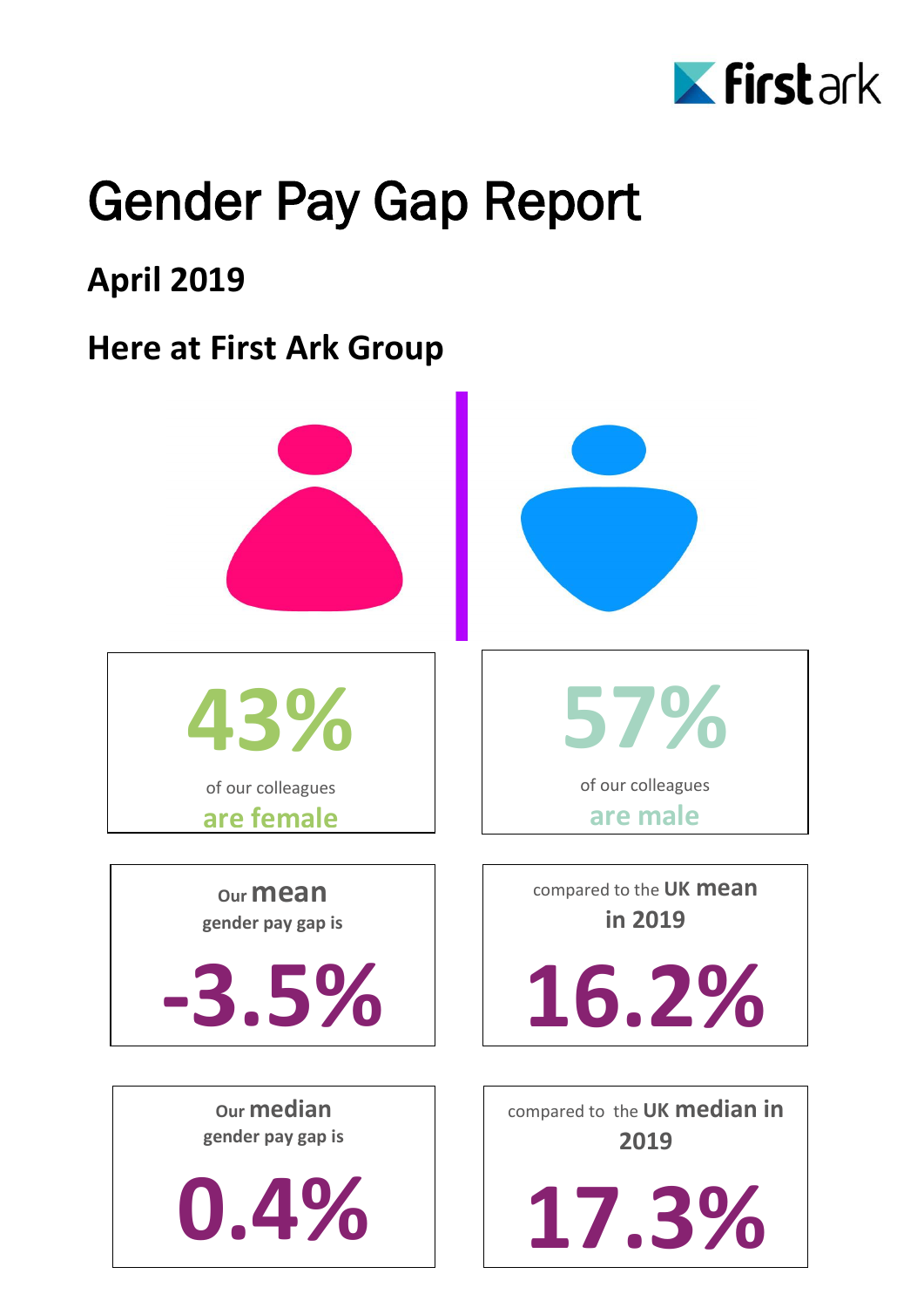# Gender Pay Gap Report

## April 2019

## Here at First Ark Group

**43%**

of our colleagues **are female**

**57%**

of our colleagues **are male**

Our **mean** gender pay gap is

**-3.5%**

compared to the UK **mean in 2019**

**16.2%**

Our **median** gender pay gap is

**0.4%**

compared to the UK **median in 2019**

**17.3%**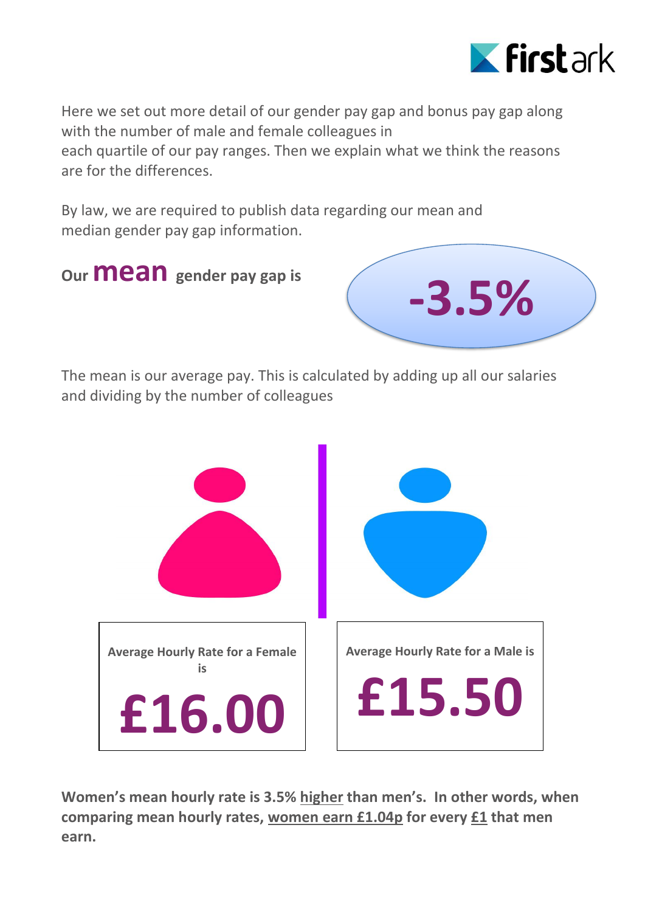Here we set out more detail of our gender pay gap and bonus pay gap along with the number of male and female colleagues in each quartile of our pay ranges. Then we explain what we think the reasons are for the differences.

By law, we are required to publish data regarding our mean and median gender pay gap information.

**Our mean gender pay gap is**

**-3.5%**

The mean is our average pay. This is calculated by adding up all our salaries and dividing by the number of colleagues

| Average Hourly Rate for a Female is | Average Hourly Rate for a Male is |
| --- | --- |
| **£16.00** | **£15.50** |

**Women's mean hourly rate is 3.5% higher than men's. In other words, when comparing mean hourly rates, women earn £1.04p for every £1 that men earn.**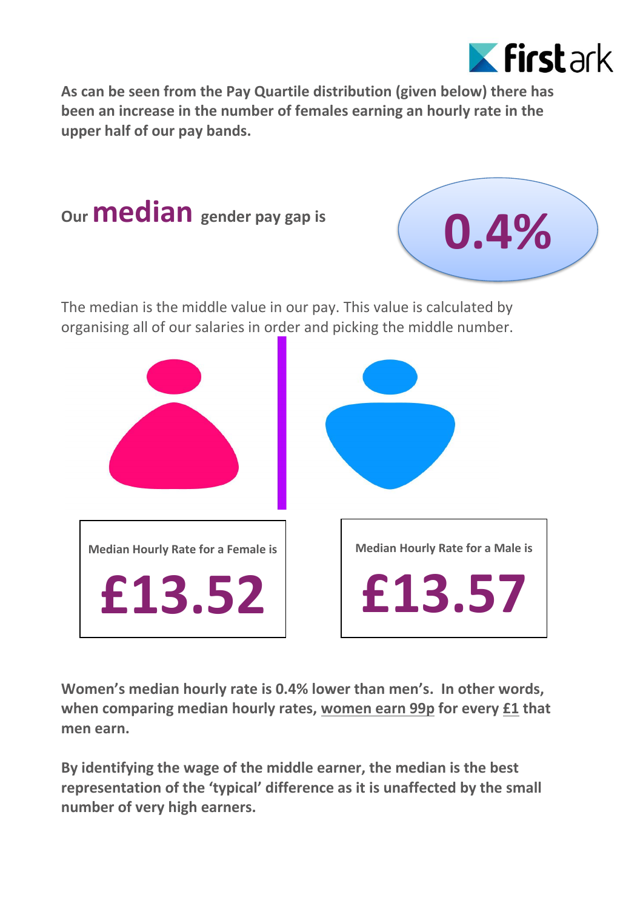**As can be seen from the Pay Quartile distribution (given below) there has been an increase in the number of females earning an hourly rate in the upper half of our pay bands.**

## Our median gender pay gap is **0.4%**

The median is the middle value in our pay. This value is calculated by organising all of our salaries in order and picking the middle number.

| Median Hourly Rate for a Female is | Median Hourly Rate for a Male is |
| --- | --- |
| **£13.52** | **£13.57** |

**Women's median hourly rate is 0.4% lower than men's. In other words, when comparing median hourly rates, women earn 99p for every £1 that men earn.**

**By identifying the wage of the middle earner, the median is the best representation of the 'typical' difference as it is unaffected by the small number of very high earners.**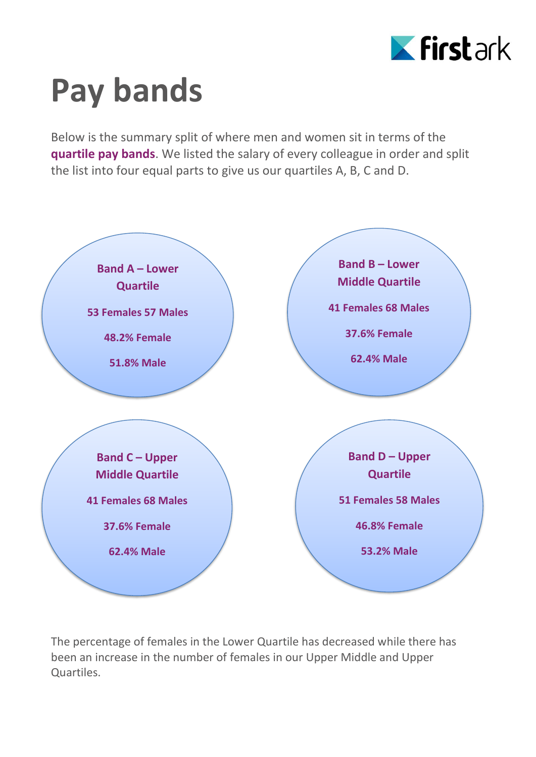# Pay bands

Below is the summary split of where men and women sit in terms of the **quartile pay bands**. We listed the salary of every colleague in order and split the list into four equal parts to give us our quartiles A, B, C and D.

**Band A – Lower Quartile**

**53 Females 57 Males**

**48.2% Female**

**51.8% Male**

**Band B – Lower Middle Quartile**

**41 Females 68 Males**

**37.6% Female**

**62.4% Male**

**Band C – Upper Middle Quartile**

**41 Females 68 Males**

**37.6% Female**

**62.4% Male**

**Band D – Upper Quartile**

**51 Females 58 Males**

**46.8% Female**

**53.2% Male**

The percentage of females in the Lower Quartile has decreased while there has been an increase in the number of females in our Upper Middle and Upper Quartiles.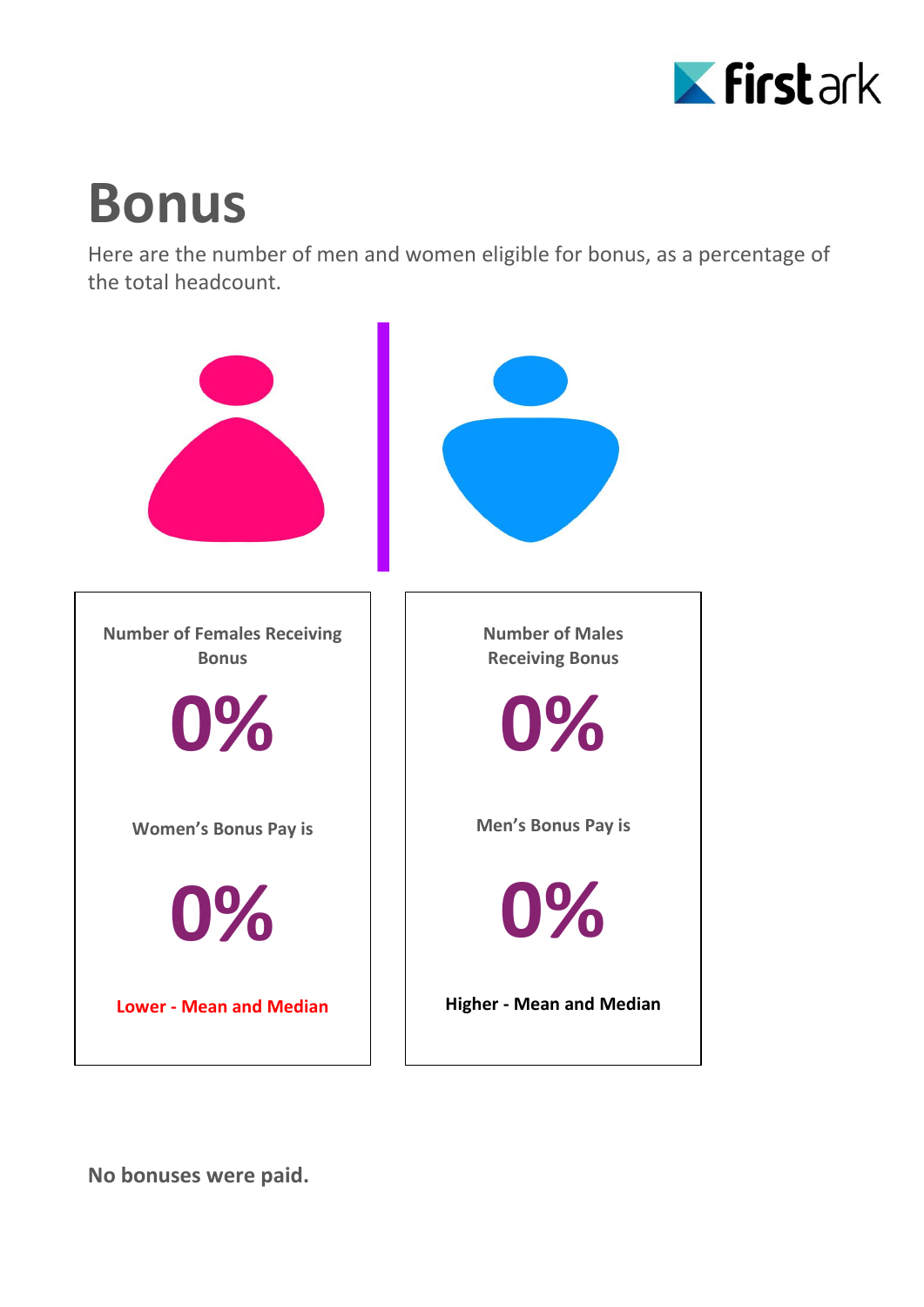# Bonus

Here are the number of men and women eligible for bonus, as a percentage of the total headcount.

**Number of Females Receiving Bonus**

**0%**

**Women's Bonus Pay is**

**0%**

**Lower - Mean and Median**

**Number of Males Receiving Bonus**

**0%**

**Men's Bonus Pay is**

**0%**

**Higher - Mean and Median**

**No bonuses were paid.**